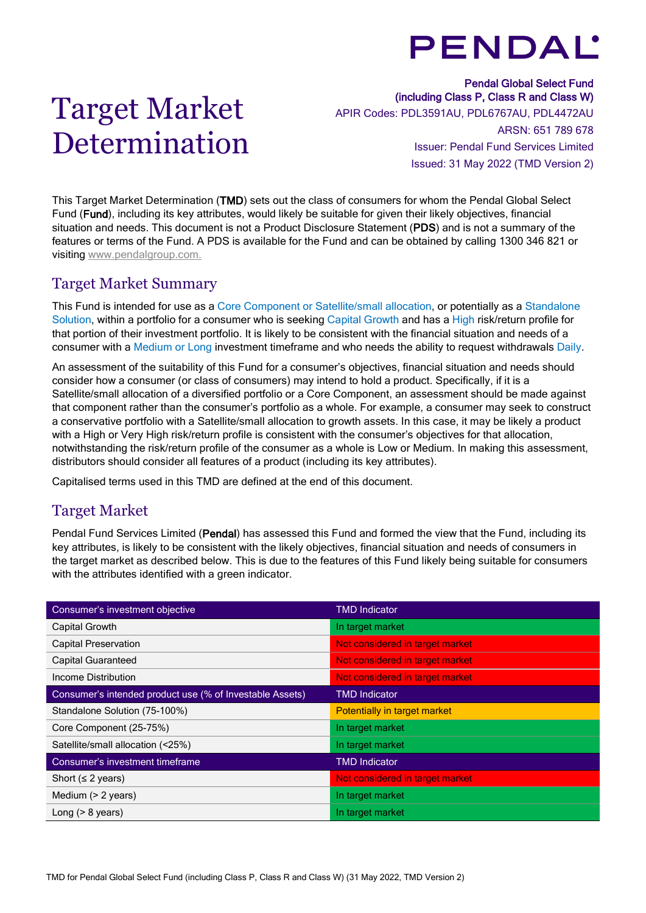PENDAL

# Target Market Determination

**Pendal Global Select Fund (including Class P, Class R and Class W)**
APIR Codes: PDL3591AU, PDL6767AU, PDL4472AU
ARSN: 651 789 678
Issuer: Pendal Fund Services Limited
Issued: 31 May 2022 (TMD Version 2)

This Target Market Determination (**TMD**) sets out the class of consumers for whom the Pendal Global Select Fund (**Fund**), including its key attributes, would likely be suitable for given their likely objectives, financial situation and needs. This document is not a Product Disclosure Statement (**PDS**) and is not a summary of the features or terms of the Fund. A PDS is available for the Fund and can be obtained by calling 1300 346 821 or visiting www.pendalgroup.com.

## Target Market Summary

This Fund is intended for use as a Core Component or Satellite/small allocation, or potentially as a Standalone Solution, within a portfolio for a consumer who is seeking Capital Growth and has a High risk/return profile for that portion of their investment portfolio. It is likely to be consistent with the financial situation and needs of a consumer with a Medium or Long investment timeframe and who needs the ability to request withdrawals Daily.

An assessment of the suitability of this Fund for a consumer's objectives, financial situation and needs should consider how a consumer (or class of consumers) may intend to hold a product. Specifically, if it is a Satellite/small allocation of a diversified portfolio or a Core Component, an assessment should be made against that component rather than the consumer's portfolio as a whole. For example, a consumer may seek to construct a conservative portfolio with a Satellite/small allocation to growth assets. In this case, it may be likely a product with a High or Very High risk/return profile is consistent with the consumer's objectives for that allocation, notwithstanding the risk/return profile of the consumer as a whole is Low or Medium. In making this assessment, distributors should consider all features of a product (including its key attributes).

Capitalised terms used in this TMD are defined at the end of this document.

## Target Market

Pendal Fund Services Limited (**Pendal**) has assessed this Fund and formed the view that the Fund, including its key attributes, is likely to be consistent with the likely objectives, financial situation and needs of consumers in the target market as described below. This is due to the features of this Fund likely being suitable for consumers with the attributes identified with a green indicator.

| Consumer's investment objective | TMD Indicator |
|---|---|
| Capital Growth | In target market |
| Capital Preservation | Not considered in target market |
| Capital Guaranteed | Not considered in target market |
| Income Distribution | Not considered in target market |
| **Consumer's intended product use (% of Investable Assets)** | **TMD Indicator** |
| Standalone Solution (75-100%) | Potentially in target market |
| Core Component (25-75%) | In target market |
| Satellite/small allocation (<25%) | In target market |
| **Consumer's investment timeframe** | **TMD Indicator** |
| Short (≤ 2 years) | Not considered in target market |
| Medium (> 2 years) | In target market |
| Long (> 8 years) | In target market |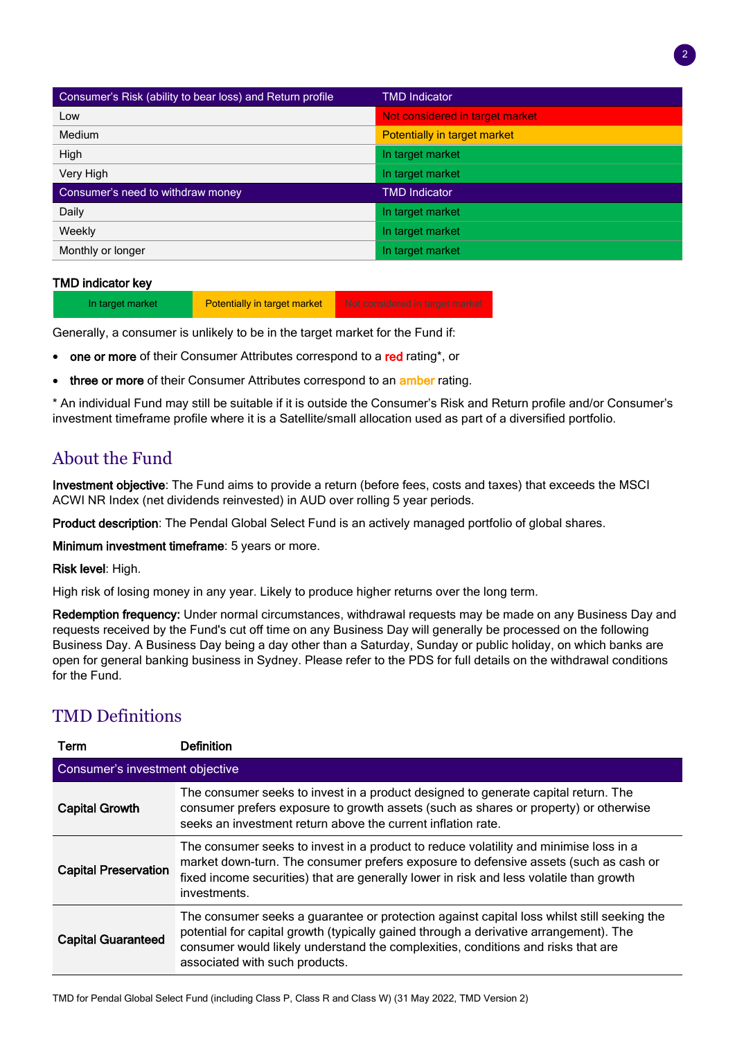| Consumer's Risk (ability to bear loss) and Return profile | TMD Indicator |
| --- | --- |
| Low | Not considered in target market |
| Medium | Potentially in target market |
| High | In target market |
| Very High | In target market |
| **Consumer's need to withdraw money** | **TMD Indicator** |
| Daily | In target market |
| Weekly | In target market |
| Monthly or longer | In target market |

**TMD indicator key**

| In target market | Potentially in target market | Not considered in target market |
| --- | --- | --- |

Generally, a consumer is unlikely to be in the target market for the Fund if:

- **one or more** of their Consumer Attributes correspond to a **red** rating*, or
- **three or more** of their Consumer Attributes correspond to an **amber** rating.

* An individual Fund may still be suitable if it is outside the Consumer's Risk and Return profile and/or Consumer's investment timeframe profile where it is a Satellite/small allocation used as part of a diversified portfolio.

## About the Fund

**Investment objective**: The Fund aims to provide a return (before fees, costs and taxes) that exceeds the MSCI ACWI NR Index (net dividends reinvested) in AUD over rolling 5 year periods.

**Product description**: The Pendal Global Select Fund is an actively managed portfolio of global shares.

**Minimum investment timeframe**: 5 years or more.

**Risk level**: High.

High risk of losing money in any year. Likely to produce higher returns over the long term.

**Redemption frequency:** Under normal circumstances, withdrawal requests may be made on any Business Day and requests received by the Fund's cut off time on any Business Day will generally be processed on the following Business Day. A Business Day being a day other than a Saturday, Sunday or public holiday, on which banks are open for general banking business in Sydney. Please refer to the PDS for full details on the withdrawal conditions for the Fund.

## TMD Definitions

| Term | Definition |
| --- | --- |
| **Consumer's investment objective** | |
| **Capital Growth** | The consumer seeks to invest in a product designed to generate capital return. The consumer prefers exposure to growth assets (such as shares or property) or otherwise seeks an investment return above the current inflation rate. |
| **Capital Preservation** | The consumer seeks to invest in a product to reduce volatility and minimise loss in a market down-turn. The consumer prefers exposure to defensive assets (such as cash or fixed income securities) that are generally lower in risk and less volatile than growth investments. |
| **Capital Guaranteed** | The consumer seeks a guarantee or protection against capital loss whilst still seeking the potential for capital growth (typically gained through a derivative arrangement). The consumer would likely understand the complexities, conditions and risks that are associated with such products. |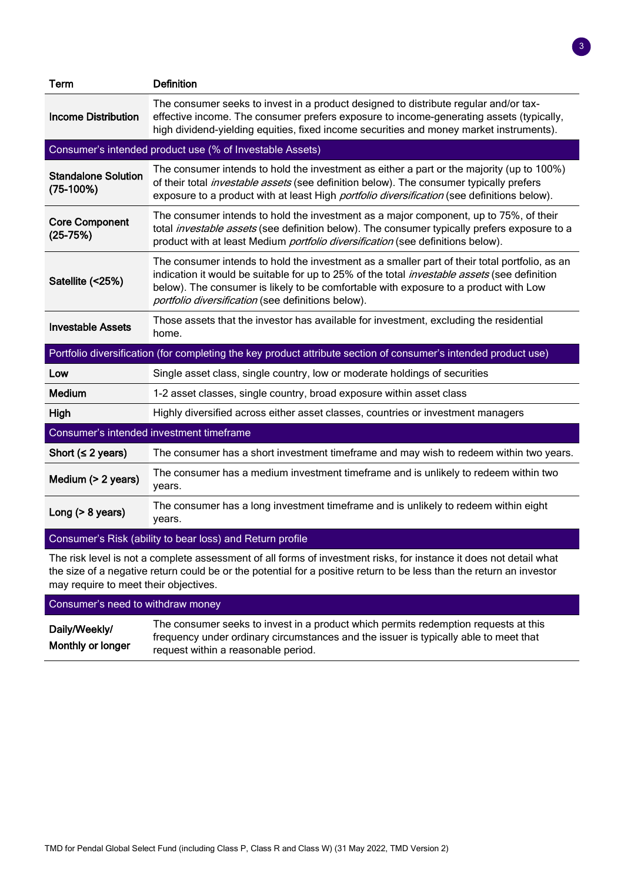| Term | Definition |
|---|---|
| **Income Distribution** | The consumer seeks to invest in a product designed to distribute regular and/or tax-effective income. The consumer prefers exposure to income-generating assets (typically, high dividend-yielding equities, fixed income securities and money market instruments). |
| **Consumer's intended product use (% of Investable Assets)** | |
| **Standalone Solution (75-100%)** | The consumer intends to hold the investment as either a part or the majority (up to 100%) of their total *investable assets* (see definition below). The consumer typically prefers exposure to a product with at least High *portfolio diversification* (see definitions below). |
| **Core Component (25-75%)** | The consumer intends to hold the investment as a major component, up to 75%, of their total *investable assets* (see definition below). The consumer typically prefers exposure to a product with at least Medium *portfolio diversification* (see definitions below). |
| **Satellite (<25%)** | The consumer intends to hold the investment as a smaller part of their total portfolio, as an indication it would be suitable for up to 25% of the total *investable assets* (see definition below). The consumer is likely to be comfortable with exposure to a product with Low *portfolio diversification* (see definitions below). |
| **Investable Assets** | Those assets that the investor has available for investment, excluding the residential home. |
| **Portfolio diversification (for completing the key product attribute section of consumer's intended product use)** | |
| **Low** | Single asset class, single country, low or moderate holdings of securities |
| **Medium** | 1-2 asset classes, single country, broad exposure within asset class |
| **High** | Highly diversified across either asset classes, countries or investment managers |
| **Consumer's intended investment timeframe** | |
| **Short (≤ 2 years)** | The consumer has a short investment timeframe and may wish to redeem within two years. |
| **Medium (> 2 years)** | The consumer has a medium investment timeframe and is unlikely to redeem within two years. |
| **Long (> 8 years)** | The consumer has a long investment timeframe and is unlikely to redeem within eight years. |
| **Consumer's Risk (ability to bear loss) and Return profile** | |
| The risk level is not a complete assessment of all forms of investment risks, for instance it does not detail what the size of a negative return could be or the potential for a positive return to be less than the return an investor may require to meet their objectives. | |
| **Consumer's need to withdraw money** | |
| **Daily/Weekly/ Monthly or longer** | The consumer seeks to invest in a product which permits redemption requests at this frequency under ordinary circumstances and the issuer is typically able to meet that request within a reasonable period. |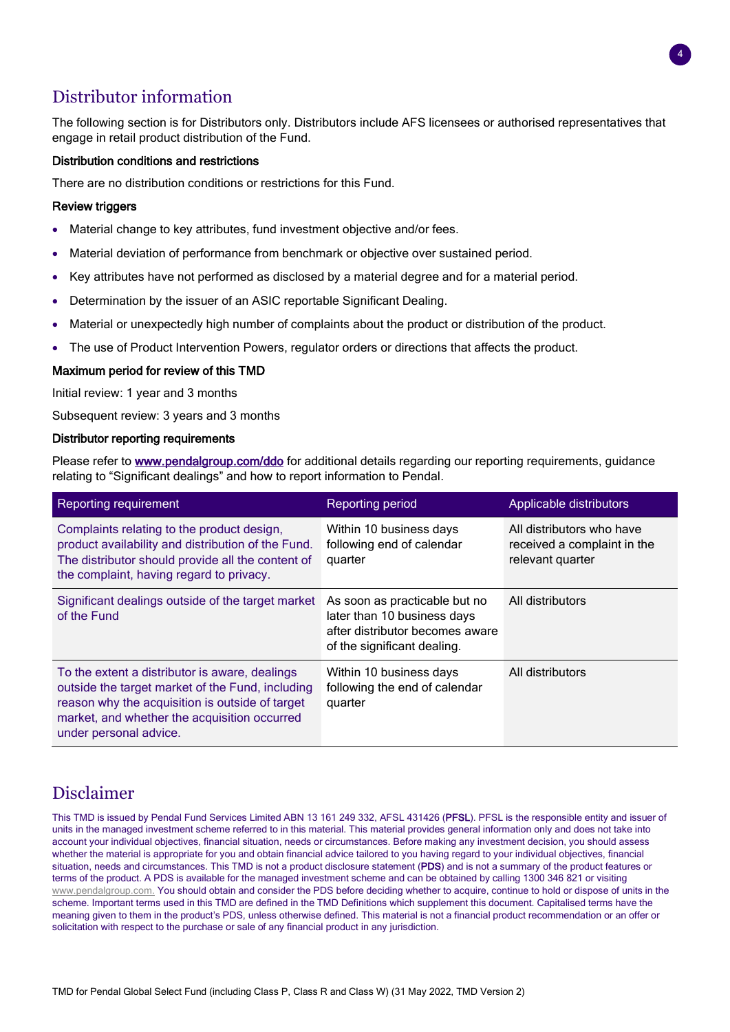## Distributor information

The following section is for Distributors only. Distributors include AFS licensees or authorised representatives that engage in retail product distribution of the Fund.

### Distribution conditions and restrictions

There are no distribution conditions or restrictions for this Fund.

### Review triggers

- Material change to key attributes, fund investment objective and/or fees.
- Material deviation of performance from benchmark or objective over sustained period.
- Key attributes have not performed as disclosed by a material degree and for a material period.
- Determination by the issuer of an ASIC reportable Significant Dealing.
- Material or unexpectedly high number of complaints about the product or distribution of the product.
- The use of Product Intervention Powers, regulator orders or directions that affects the product.

### Maximum period for review of this TMD

Initial review: 1 year and 3 months

Subsequent review: 3 years and 3 months

### Distributor reporting requirements

Please refer to **www.pendalgroup.com/ddo** for additional details regarding our reporting requirements, guidance relating to "Significant dealings" and how to report information to Pendal.

| Reporting requirement | Reporting period | Applicable distributors |
|---|---|---|
| Complaints relating to the product design, product availability and distribution of the Fund. The distributor should provide all the content of the complaint, having regard to privacy. | Within 10 business days following end of calendar quarter | All distributors who have received a complaint in the relevant quarter |
| Significant dealings outside of the target market of the Fund | As soon as practicable but no later than 10 business days after distributor becomes aware of the significant dealing. | All distributors |
| To the extent a distributor is aware, dealings outside the target market of the Fund, including reason why the acquisition is outside of target market, and whether the acquisition occurred under personal advice. | Within 10 business days following the end of calendar quarter | All distributors |

## Disclaimer

This TMD is issued by Pendal Fund Services Limited ABN 13 161 249 332, AFSL 431426 (**PFSL**). PFSL is the responsible entity and issuer of units in the managed investment scheme referred to in this material. This material provides general information only and does not take into account your individual objectives, financial situation, needs or circumstances. Before making any investment decision, you should assess whether the material is appropriate for you and obtain financial advice tailored to you having regard to your individual objectives, financial situation, needs and circumstances. This TMD is not a product disclosure statement (**PDS**) and is not a summary of the product features or terms of the product. A PDS is available for the managed investment scheme and can be obtained by calling 1300 346 821 or visiting www.pendalgroup.com. You should obtain and consider the PDS before deciding whether to acquire, continue to hold or dispose of units in the scheme. Important terms used in this TMD are defined in the TMD Definitions which supplement this document. Capitalised terms have the meaning given to them in the product's PDS, unless otherwise defined. This material is not a financial product recommendation or an offer or solicitation with respect to the purchase or sale of any financial product in any jurisdiction.